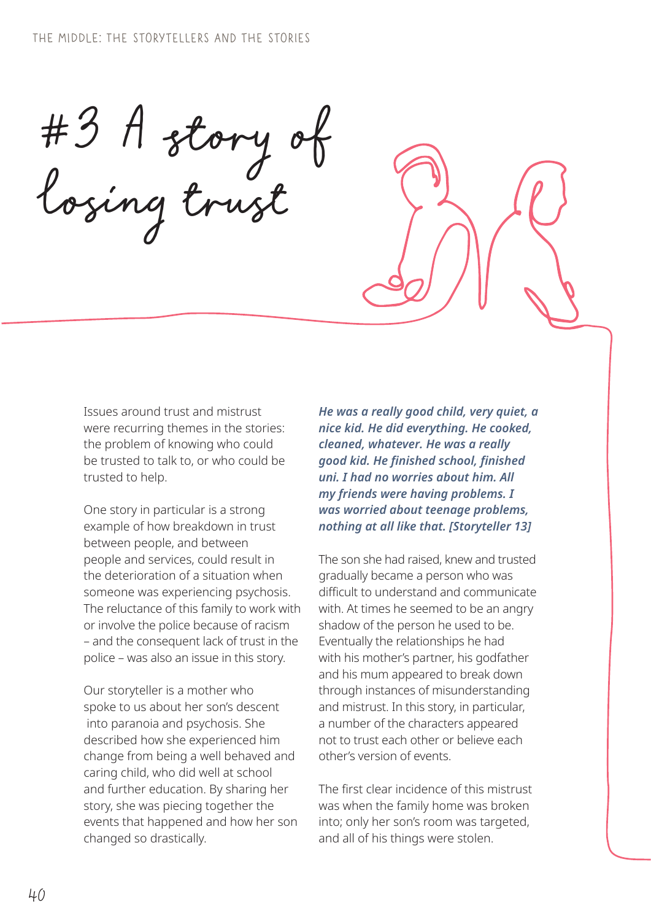# #3 A story of losing trust

Issues around trust and mistrust were recurring themes in the stories: the problem of knowing who could be trusted to talk to, or who could be trusted to help.

One story in particular is a strong example of how breakdown in trust between people, and between people and services, could result in the deterioration of a situation when someone was experiencing psychosis. The reluctance of this family to work with or involve the police because of racism – and the consequent lack of trust in the police – was also an issue in this story.

Our storyteller is a mother who spoke to us about her son's descent into paranoia and psychosis. She described how she experienced him change from being a well behaved and caring child, who did well at school and further education. By sharing her story, she was piecing together the events that happened and how her son changed so drastically.

***He was a really good child, very quiet, a nice kid. He did everything. He cooked, cleaned, whatever. He was a really good kid. He finished school, finished uni. I had no worries about him. All my friends were having problems. I was worried about teenage problems, nothing at all like that. [Storyteller 13]***

The son she had raised, knew and trusted gradually became a person who was difficult to understand and communicate with. At times he seemed to be an angry shadow of the person he used to be. Eventually the relationships he had with his mother's partner, his godfather and his mum appeared to break down through instances of misunderstanding and mistrust. In this story, in particular, a number of the characters appeared not to trust each other or believe each other's version of events.

The first clear incidence of this mistrust was when the family home was broken into; only her son's room was targeted, and all of his things were stolen.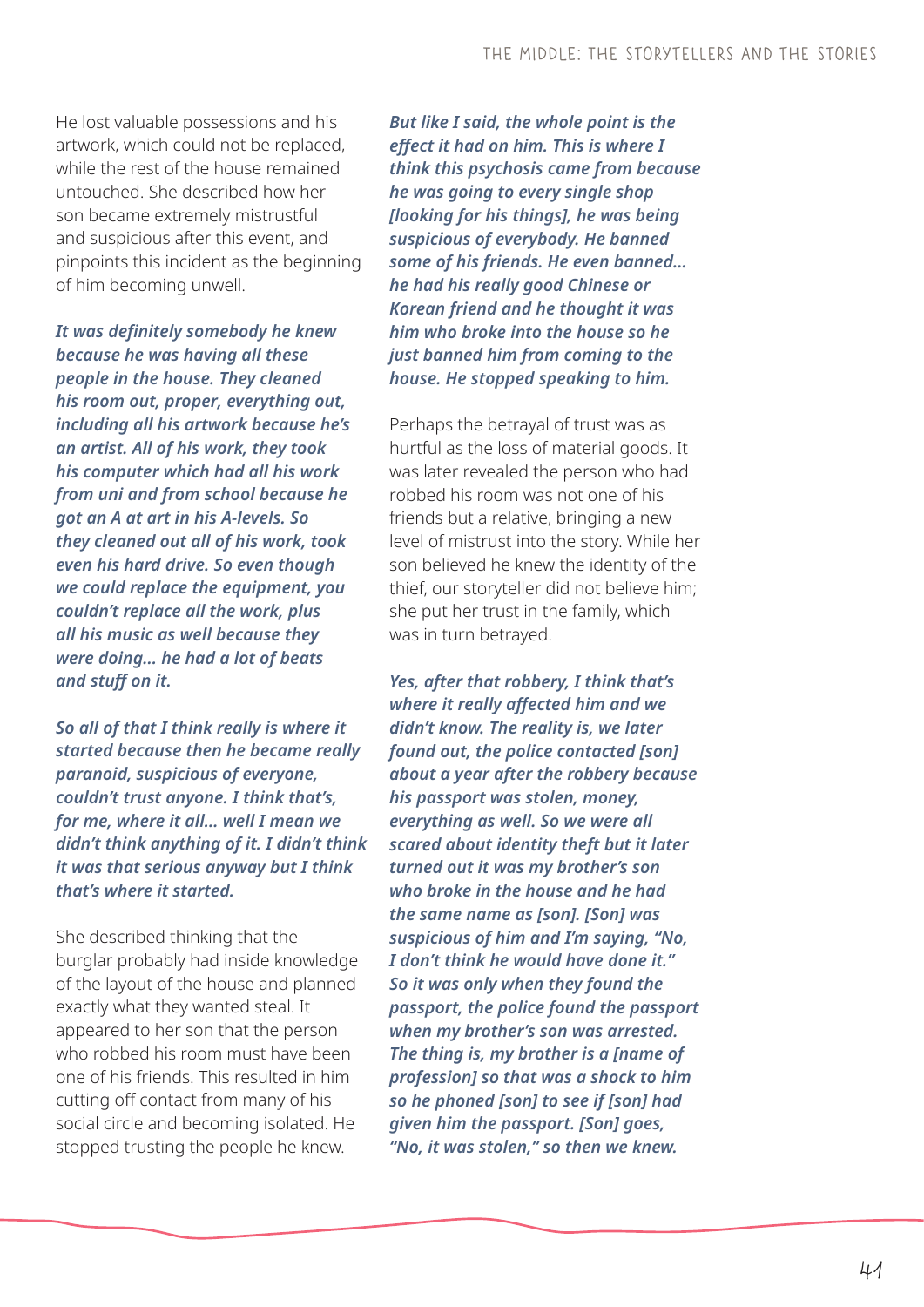He lost valuable possessions and his artwork, which could not be replaced, while the rest of the house remained untouched. She described how her son became extremely mistrustful and suspicious after this event, and pinpoints this incident as the beginning of him becoming unwell.

***It was definitely somebody he knew because he was having all these people in the house. They cleaned his room out, proper, everything out, including all his artwork because he's an artist. All of his work, they took his computer which had all his work from uni and from school because he got an A at art in his A-levels. So they cleaned out all of his work, took even his hard drive. So even though we could replace the equipment, you couldn't replace all the work, plus all his music as well because they were doing… he had a lot of beats and stuff on it.***

***So all of that I think really is where it started because then he became really paranoid, suspicious of everyone, couldn't trust anyone. I think that's, for me, where it all… well I mean we didn't think anything of it. I didn't think it was that serious anyway but I think that's where it started.***

She described thinking that the burglar probably had inside knowledge of the layout of the house and planned exactly what they wanted steal. It appeared to her that the person who robbed his room must have been one of his friends. This resulted in him cutting off contact from many of his social circle and becoming isolated. He stopped trusting the people he knew.

***But like I said, the whole point is the effect it had on him. This is where I think this psychosis came from because he was going to every single shop [looking for his things], he was being suspicious of everybody. He banned some of his friends. He even banned… he had his really good Chinese or Korean friend and he thought it was him who broke into the house so he just banned him from coming to the house. He stopped speaking to him.***

Perhaps the betrayal of trust was as hurtful as the loss of material goods. It was later revealed the person who had robbed his room was not one of his friends but a relative, bringing a new level of mistrust into the story. While her son believed he knew the identity of the thief, our storyteller did not believe him; she put her trust in the family, which was in turn betrayed.

***Yes, after that robbery, I think that's where it really affected him and we didn't know. The reality is, we later found out, the police contacted [son] about a year after the robbery because his passport was stolen, money, everything as well. So we were all scared about identity theft but it later turned out it was my brother's son who broke in the house and he had the same name as [son]. [Son] was suspicious of him and I'm saying, "No, I don't think he would have done it." So it was only when they found the passport, the police found the passport when my brother's son was arrested. The thing is, my brother is a [name of profession] so that was a shock to him so he phoned [son] to see if [son] had given him the passport. [Son] goes, "No, it was stolen," so then we knew.***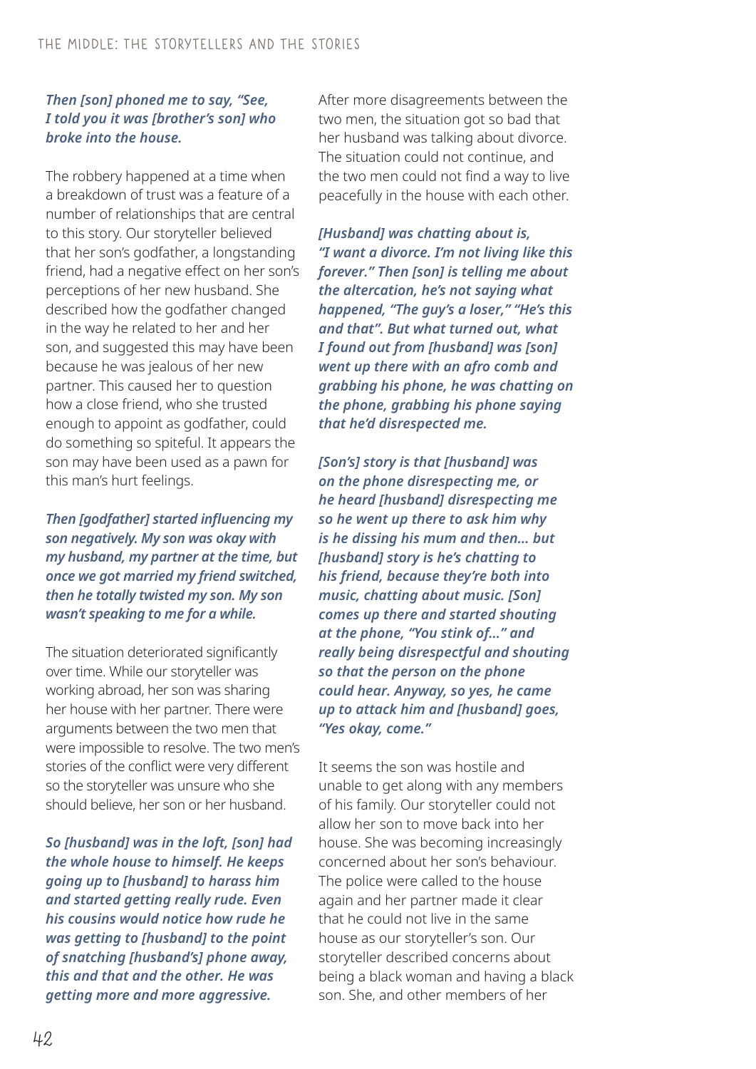***Then [son] phoned me to say, "See, I told you it was [brother's son] who broke into the house.***

The robbery happened at a time when a breakdown of trust was a feature of a number of relationships that are central to this story. Our storyteller believed that her son's godfather, a longstanding friend, had a negative effect on her son's perceptions of her new husband. She described how the godfather changed in the way he related to her and her son, and suggested this may have been because he was jealous of her new partner. This caused her to question how a close friend, who she trusted enough to appoint as godfather, could do something so spiteful. It appears the son may have been used as a pawn for this man's hurt feelings.

***Then [godfather] started influencing my son negatively. My son was okay with my husband, my partner at the time, but once we got married my friend switched, then he totally twisted my son. My son wasn't speaking to me for a while.***

The situation deteriorated significantly over time. While our storyteller was working abroad, her son was sharing her house with her partner. There were arguments between the two men that were impossible to resolve. The two men's stories of the conflict were very different so the storyteller was unsure who she should believe, her son or her husband.

***So [husband] was in the loft, [son] had the whole house to himself. He keeps going up to [husband] to harass him and started getting really rude. Even his cousins would notice how rude he was getting to [husband] to the point of snatching [husband's] phone away, this and that and the other. He was getting more and more aggressive.***

After more disagreements between the two men, the situation got so bad that her husband was talking about divorce. The situation could not continue, and the two men could not find a way to live peacefully in the house with each other.

***[Husband] was chatting about is, "I want a divorce. I'm not living like this forever." Then [son] is telling me about the altercation, he's not saying what happened, "The guy's a loser," "He's this and that". But what turned out, what I found out from [husband] was [son] went up there with an afro comb and grabbing his phone, he was chatting on the phone, grabbing his phone saying that he'd disrespected me.***

***[Son's] story is that [husband] was on the phone disrespecting me, or he heard [husband] disrespecting me so he went up there to ask him why is he dissing his mum and then... but [husband] story is he's chatting to his friend, because they're both into music, chatting about music. [Son] comes up there and started shouting at the phone, "You stink of..." and really being disrespectful and shouting so that the person on the phone could hear. Anyway, so yes, he came up to attack him and [husband] goes, "Yes okay, come."***

It seems the son was hostile and unable to get along with any members of his family. Our storyteller could not allow her son to move back into her house. She was becoming increasingly concerned about her son's behaviour. The police were called to the house again and her partner made it clear that he could not live in the same house as our storyteller's son. Our storyteller described concerns about being a black woman and having a black son. She, and other members of her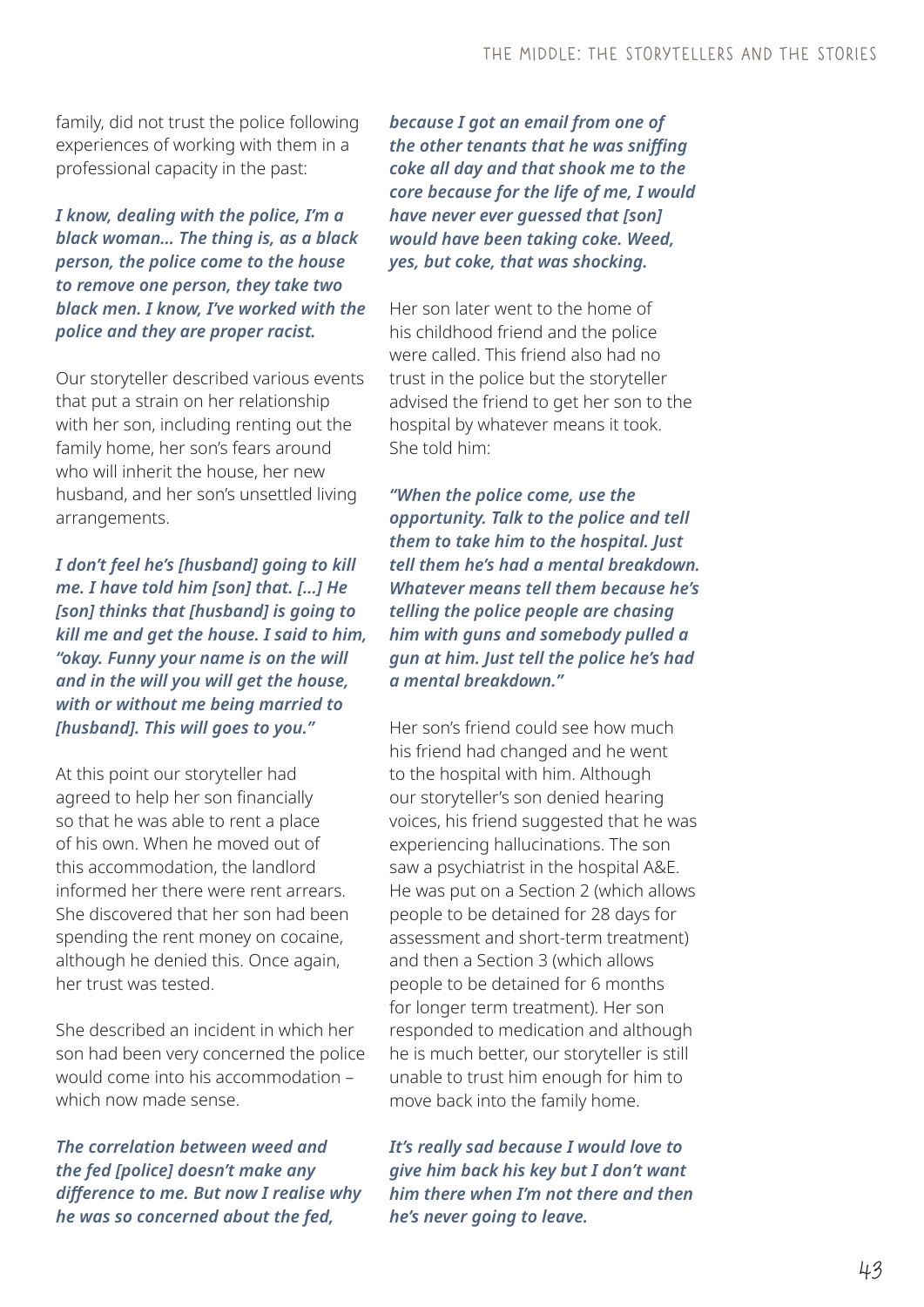family, did not trust the police following experiences of working with them in a professional capacity in the past:

***I know, dealing with the police, I'm a black woman... The thing is, as a black person, the police come to the house to remove one person, they take two black men. I know, I've worked with the police and they are proper racist.***

Our storyteller described various events that put a strain on her relationship with her son, including renting out the family home, her son's fears around who will inherit the house, her new husband, and her son's unsettled living arrangements.

***I don't feel he's [husband] going to kill me. I have told him [son] that. [...] He [son] thinks that [husband] is going to kill me and get the house. I said to him, "okay. Funny your name is on the will and in the will you will get the house, with or without me being married to [husband]. This will goes to you."***

At this point our storyteller had agreed to help her son financially so that he was able to rent a place of his own. When he moved out of this accommodation, the landlord informed her there were rent arrears. She discovered that her son had been spending the rent money on cocaine, although he denied this. Once again, her trust was tested.

She described an incident in which her son had been very concerned the police would come into his accommodation – which now made sense.

***The correlation between weed and the fed [police] doesn't make any difference to me. But now I realise why he was so concerned about the fed, because I got an email from one of the other tenants that he was sniffing coke all day and that shook me to the core because for the life of me, I would have never ever guessed that [son] would have been taking coke. Weed, yes, but coke, that was shocking.***

Her son later went to the home of his childhood friend and the police were called. This friend also had no trust in the police but the storyteller advised the friend to get her son to the hospital by whatever means it took. She told him:

***"When the police come, use the opportunity. Talk to the police and tell them to take him to the hospital. Just tell them he's had a mental breakdown. Whatever means tell them because he's telling the police people are chasing him with guns and somebody pulled a gun at him. Just tell the police he's had a mental breakdown."***

Her son's friend could see how much his friend had changed and he went to the hospital with him. Although our storyteller's son denied hearing voices, his friend suggested that he was experiencing hallucinations. The son saw a psychiatrist in the hospital A&E. He was put on a Section 2 (which allows people to be detained for 28 days for assessment and short-term treatment) and then a Section 3 (which allows people to be detained for 6 months for longer term treatment). Her son responded to medication and although he is much better, our storyteller is still unable to trust him enough for him to move back into the family home.

***It's really sad because I would love to give him back his key but I don't want him there when I'm not there and then he's never going to leave.***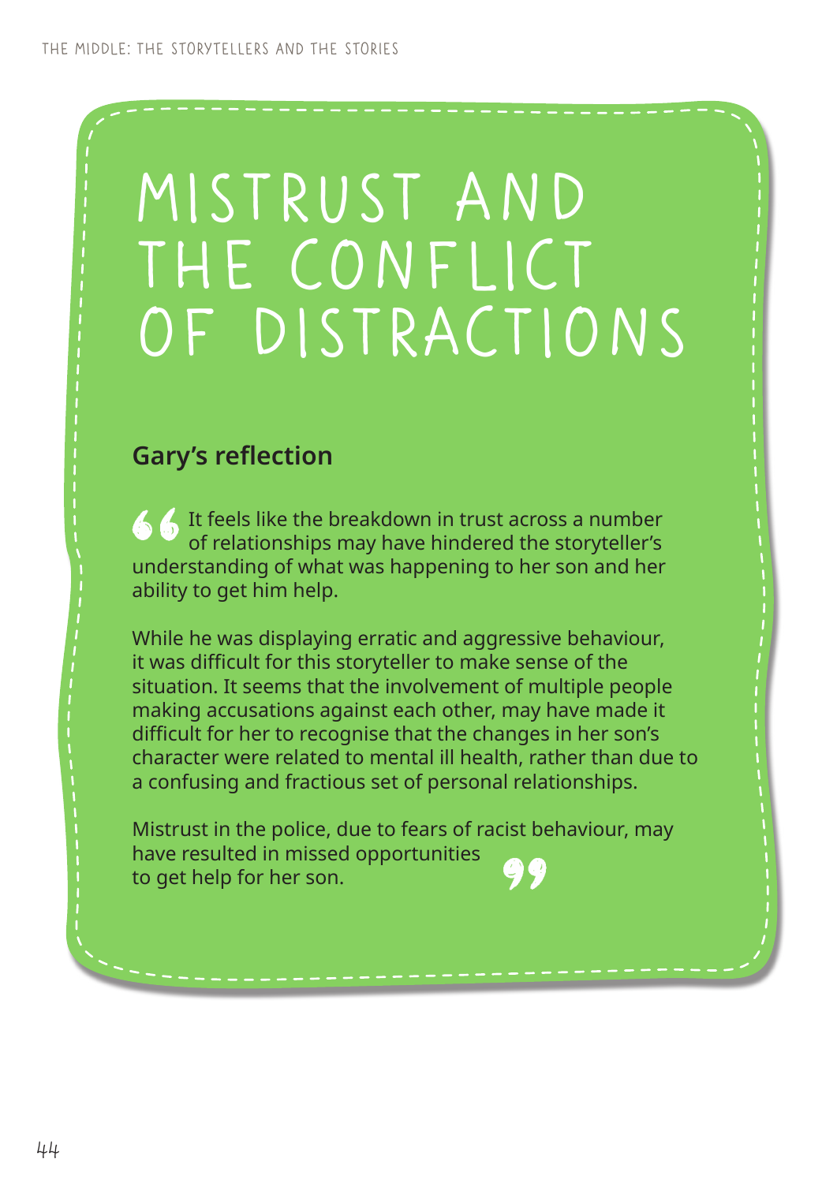# MISTRUST AND THE CONFLICT OF DISTRACTIONS

## Gary's reflection

"It feels like the breakdown in trust across a number of relationships may have hindered the storyteller's understanding of what was happening to her son and her ability to get him help.

While he was displaying erratic and aggressive behaviour, it was difficult for this storyteller to make sense of the situation. It seems that the involvement of multiple people making accusations against each other, may have made it difficult for her to recognise that the changes in her son's character were related to mental ill health, rather than due to a confusing and fractious set of personal relationships.

Mistrust in the police, due to fears of racist behaviour, may have resulted in missed opportunities to get help for her son."